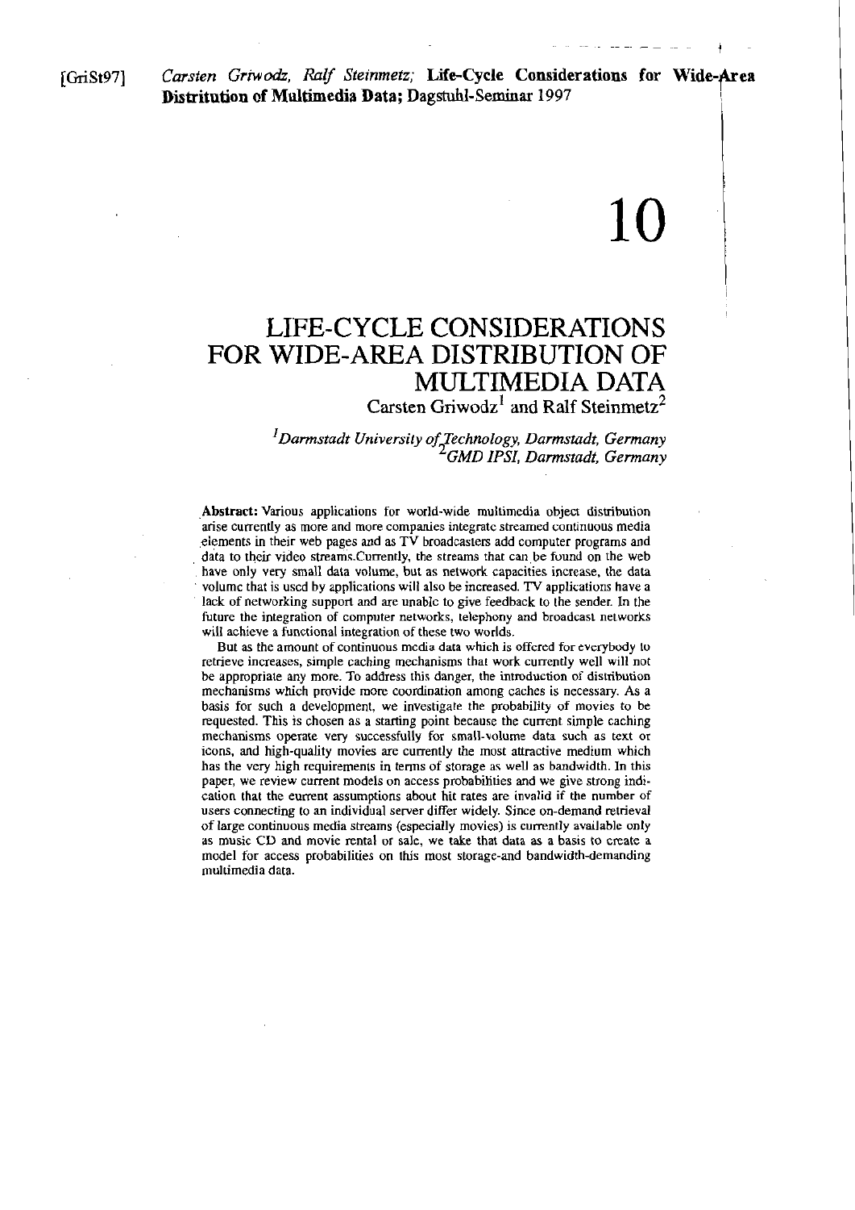[GriSt97] *Carsten Griwodz, Ralf Steinmetz;* **Life-Cycle Considerations for Wide-Area Distritution of Multimedia Data;** Dagstuhl-Seminar 1997

# 10

# LIFE-CYCLE CONSIDERATIONS FOR WIDE-AREA DISTRIBUTION OF MULTIMEDIA DATA

Carsten Griwodz[1] and Ralf Steinmetz[2]

*[1]Darmstadt University of Technology, Darmstadt, Germany*
*[2]GMD IPSI, Darmstadt, Germany*

**Abstract:** Various applications for world-wide multimedia object distribution arise currently as more and more companies integrate streamed continuous media elements in their web pages and as TV broadcasters add computer programs and data to their video streams.Currently, the streams that can be found on the web have only very small data volume, but as network capacities increase, the data volume that is used by applications will also be increased. TV applications have a lack of networking support and are unable to give feedback to the sender. In the future the integration of computer networks, telephony and broadcast networks will achieve a functional integration of these two worlds.

But as the amount of continuous media data which is offered for everybody to retrieve increases, simple caching mechanisms that work currently well will not be appropriate any more. To address this danger, the introduction of distribution mechanisms which provide more coordination among caches is necessary. As a basis for such a development, we investigate the probability of movies to be requested. This is chosen as a starting point because the current simple caching mechanisms operate very successfully for small-volume data such as text or icons, and high-quality movies are currently the most attractive medium which has the very high requirements in terms of storage as well as bandwidth. In this paper, we review current models on access probabilities and we give strong indication that the current assumptions about hit rates are invalid if the number of users connecting to an individual server differ widely. Since on-demand retrieval of large continuous media streams (especially movies) is currently available only as music CD and movie rental or sale, we take that data as a basis to create a model for access probabilities on this most storage-and bandwidth-demanding multimedia data.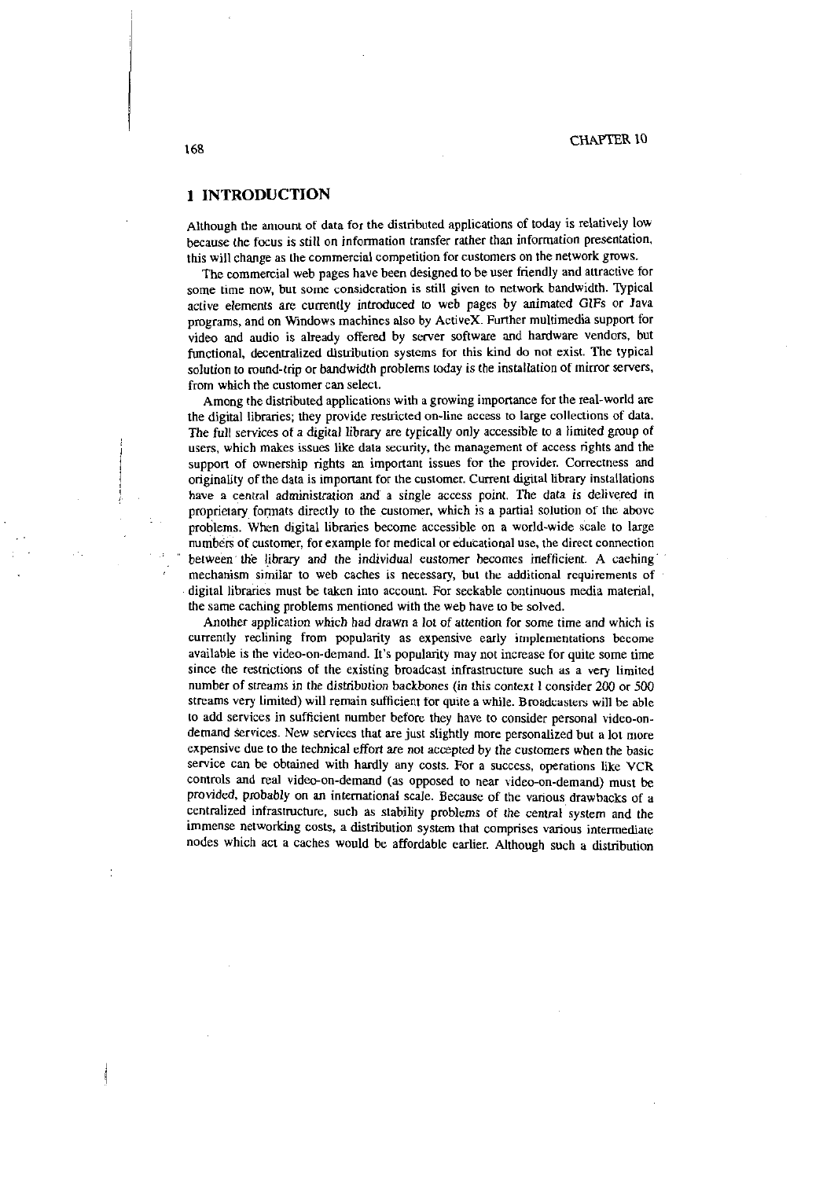## 1 INTRODUCTION

Although the amount of data for the distributed applications of today is relatively low because the focus is still on information transfer rather than information presentation, this will change as the commercial competition for customers on the network grows.

The commercial web pages have been designed to be user friendly and attractive for some time now, but some consideration is still given to network bandwidth. Typical active elements are currently introduced to web pages by animated GIFs or Java programs, and on Windows machines also by ActiveX. Further multimedia support for video and audio is already offered by server software and hardware vendors, but functional, decentralized distribution systems for this kind do not exist. The typical solution to round-trip or bandwidth problems today is the installation of mirror servers, from which the customer can select.

Among the distributed applications with a growing importance for the real-world are the digital libraries; they provide restricted on-line access to large collections of data. The full services of a digital library are typically only accessible to a limited group of users, which makes issues like data security, the management of access rights and the support of ownership rights an important issues for the provider. Correctness and originality of the data is important for the customer. Current digital library installations have a central administration and a single access point. The data is delivered in proprietary formats directly to the customer, which is a partial solution of the above problems. When digital libraries become accessible on a world-wide scale to large numbers of customer, for example for medical or educational use, the direct connection between the library and the individual customer becomes inefficient. A caching mechanism similar to web caches is necessary, but the additional requirements of digital libraries must be taken into account. For seekable continuous media material, the same caching problems mentioned with the web have to be solved.

Another application which had drawn a lot of attention for some time and which is currently reclining from popularity as expensive early implementations become available is the video-on-demand. It's popularity may not increase for quite some time since the restrictions of the existing broadcast infrastructure such as a very limited number of streams in the distribution backbones (in this context I consider 200 or 500 streams very limited) will remain sufficient for quite a while. Broadcasters will be able to add services in sufficient number before they have to consider personal video-on-demand services. New services that are just slightly more personalized but a lot more expensive due to the technical effort are not accepted by the customers when the basic service can be obtained with hardly any costs. For a success, operations like VCR controls and real video-on-demand (as opposed to near video-on-demand) must be provided, probably on an international scale. Because of the various drawbacks of a centralized infrastructure, such as stability problems of the central system and the immense networking costs, a distribution system that comprises various intermediate nodes which act a caches would be affordable earlier. Although such a distribution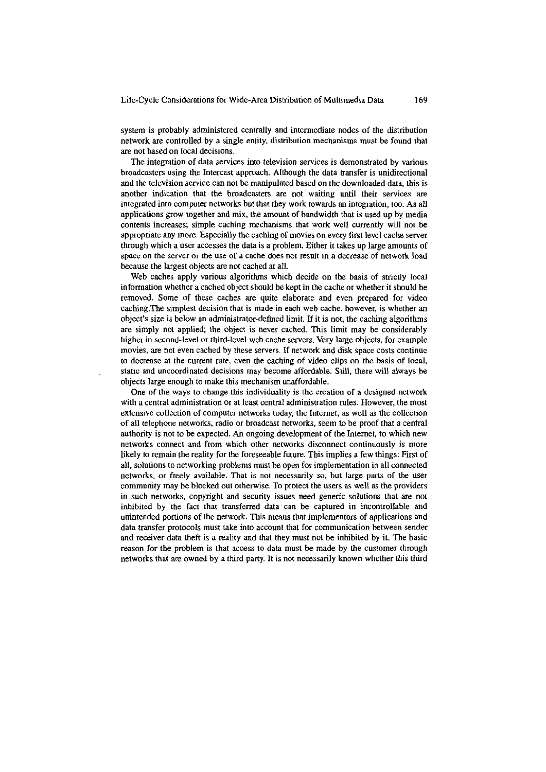system is probably administered centrally and intermediate nodes of the distribution network are controlled by a single entity, distribution mechanisms must be found that are not based on local decisions.

The integration of data services into television services is demonstrated by various broadcasters using the Intercast approach. Although the data transfer is unidirectional and the television service can not be manipulated based on the downloaded data, this is another indication that the broadcasters are not waiting until their services are integrated into computer networks but that they work towards an integration, too. As all applications grow together and mix, the amount of bandwidth that is used up by media contents increases; simple caching mechanisms that work well currently will not be appropriate any more. Especially the caching of movies on every first level cache server through which a user accesses the data is a problem. Either it takes up large amounts of space on the server or the use of a cache does not result in a decrease of network load because the largest objects are not cached at all.

Web caches apply various algorithms which decide on the basis of strictly local information whether a cached object should be kept in the cache or whether it should be removed. Some of these caches are quite elaborate and even prepared for video caching.The simplest decision that is made in each web cache, however, is whether an object's size is below an administrator-defined limit. If it is not, the caching algorithms are simply not applied; the object is never cached. This limit may be considerably higher in second-level or third-level web cache servers. Very large objects, for example movies, are not even cached by these servers. If network and disk space costs continue to decrease at the current rate, even the caching of video clips on the basis of local, static and uncoordinated decisions may become affordable. Still, there will always be objects large enough to make this mechanism unaffordable.

One of the ways to change this individuality is the creation of a designed network with a central administration or at least central administration rules. However, the most extensive collection of computer networks today, the Internet, as well as the collection of all telephone networks, radio or broadcast networks, seem to be proof that a central authority is not to be expected. An ongoing development of the Internet, to which new networks connect and from which other networks disconnect continuously is more likely to remain the reality for the foreseeable future. This implies a few things: First of all, solutions to networking problems must be open for implementation in all connected networks, or freely available. That is not necessarily so, but large parts of the user community may be blocked out otherwise. To protect the users as well as the providers in such networks, copyright and security issues need generic solutions that are not inhibited by the fact that transferred data can be captured in incontrollable and unintended portions of the network. This means that implementors of applications and data transfer protocols must take into account that for communication between sender and receiver data theft is a reality and that they must not be inhibited by it. The basic reason for the problem is that access to data must be made by the customer through networks that are owned by a third party. It is not necessarily known whether this third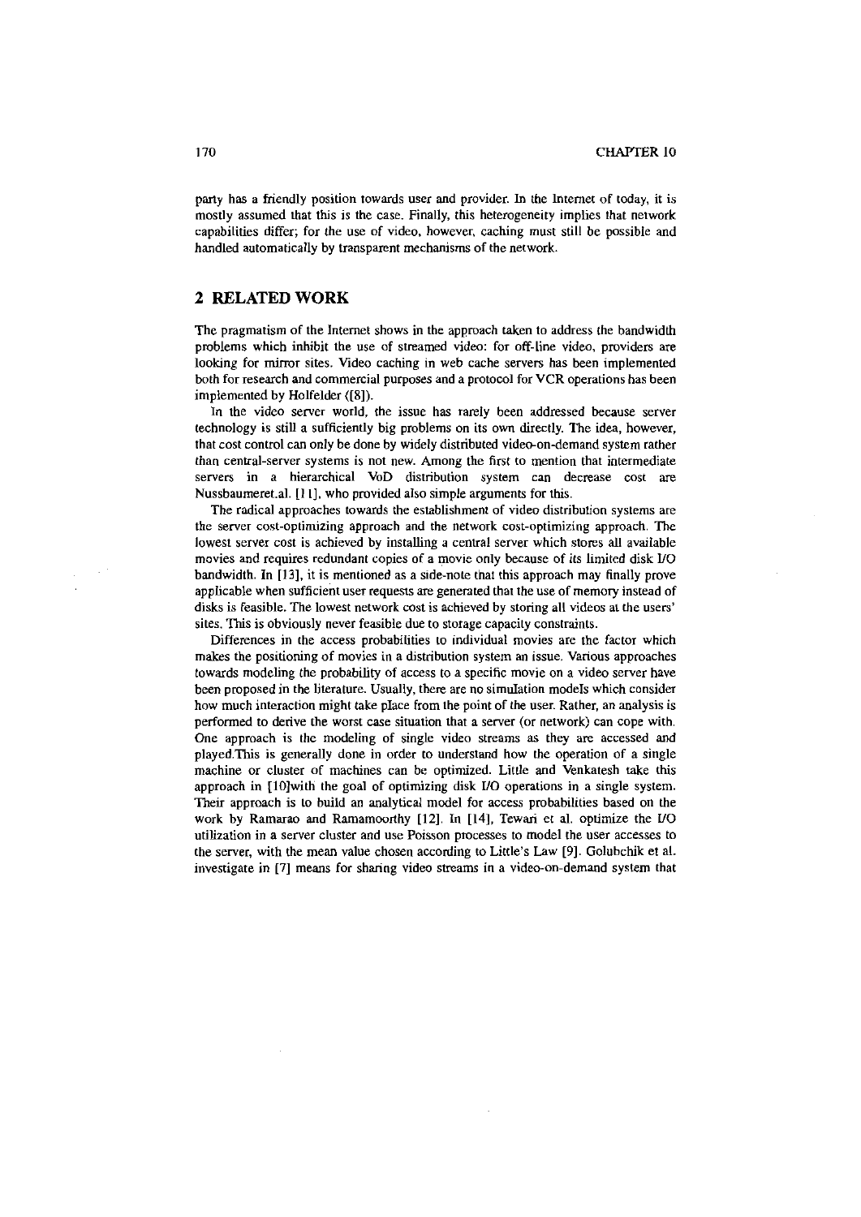party has a friendly position towards user and provider. In the Internet of today, it is mostly assumed that this is the case. Finally, this heterogeneity implies that network capabilities differ; for the use of video, however, caching must still be possible and handled automatically by transparent mechanisms of the network.

## 2 RELATED WORK

The pragmatism of the Internet shows in the approach taken to address the bandwidth problems which inhibit the use of streamed video: for off-line video, providers are looking for mirror sites. Video caching in web cache servers has been implemented both for research and commercial purposes and a protocol for VCR operations has been implemented by Holfelder ([8]).

In the video server world, the issue has rarely been addressed because server technology is still a sufficiently big problems on its own directly. The idea, however, that cost control can only be done by widely distributed video-on-demand system rather than central-server systems is not new. Among the first to mention that intermediate servers in a hierarchical VoD distribution system can decrease cost are Nussbaumeret.al. [11], who provided also simple arguments for this.

The radical approaches towards the establishment of video distribution systems are the server cost-optimizing approach and the network cost-optimizing approach. The lowest server cost is achieved by installing a central server which stores all available movies and requires redundant copies of a movie only because of its limited disk I/O bandwidth. In [13], it is mentioned as a side-note that this approach may finally prove applicable when sufficient user requests are generated that the use of memory instead of disks is feasible. The lowest network cost is achieved by storing all videos at the users' sites. This is obviously never feasible due to storage capacity constraints.

Differences in the access probabilities to individual movies are the factor which makes the positioning of movies in a distribution system an issue. Various approaches towards modeling the probability of access to a specific movie on a video server have been proposed in the literature. Usually, there are no simulation models which consider how much interaction might take place from the point of the user. Rather, an analysis is performed to derive the worst case situation that a server (or network) can cope with. One approach is the modeling of single video streams as they are accessed and played.This is generally done in order to understand how the operation of a single machine or cluster of machines can be optimized. Little and Venkatesh take this approach in [10]with the goal of optimizing disk I/O operations in a single system. Their approach is to build an analytical model for access probabilities based on the work by Ramarao and Ramamoorthy [12]. In [14], Tewari et al. optimize the I/O utilization in a server cluster and use Poisson processes to model the user accesses to the server, with the mean value chosen according to Little's Law [9]. Golubchik et al. investigate in [7] means for sharing video streams in a video-on-demand system that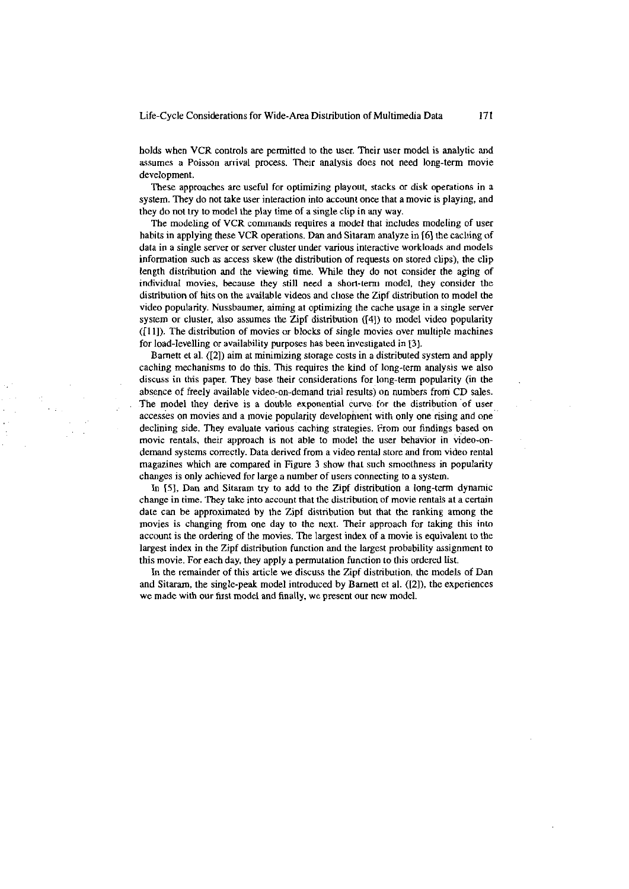holds when VCR controls are permitted to the user. Their user model is analytic and assumes a Poisson arrival process. Their analysis does not need long-term movie development.

These approaches are useful for optimizing playout, stacks or disk operations in a system. They do not take user interaction into account once that a movie is playing, and they do not try to model the play time of a single clip in any way.

The modeling of VCR commands requires a model that includes modeling of user habits in applying these VCR operations. Dan and Sitaram analyze in [6] the caching of data in a single server or server cluster under various interactive workloads and models information such as access skew (the distribution of requests on stored clips), the clip length distribution and the viewing time. While they do not consider the aging of individual movies, because they still need a short-term model, they consider the distribution of hits on the available videos and chose the Zipf distribution to model the video popularity. Nussbaumer, aiming at optimizing the cache usage in a single server system or cluster, also assumes the Zipf distribution ([4]) to model video popularity ([11]). The distribution of movies or blocks of single movies over multiple machines for load-levelling or availability purposes has been investigated in [3].

Barnett et al. ([2]) aim at minimizing storage costs in a distributed system and apply caching mechanisms to do this. This requires the kind of long-term analysis we also discuss in this paper. They base their considerations for long-term popularity (in the absence of freely available video-on-demand trial results) on numbers from CD sales. The model they derive is a double exponential curve for the distribution of user accesses on movies and a movie popularity development with only one rising and one declining side. They evaluate various caching strategies. From our findings based on movie rentals, their approach is not able to model the user behavior in video-on-demand systems correctly. Data derived from a video rental store and from video rental magazines which are compared in Figure 3 show that such smoothness in popularity changes is only achieved for large a number of users connecting to a system.

In [5], Dan and Sitaram try to add to the Zipf distribution a long-term dynamic change in time. They take into account that the distribution of movie rentals at a certain date can be approximated by the Zipf distribution but that the ranking among the movies is changing from one day to the next. Their approach for taking this into account is the ordering of the movies. The largest index of a movie is equivalent to the largest index in the Zipf distribution function and the largest probability assignment to this movie. For each day, they apply a permutation function to this ordered list.

In the remainder of this article we discuss the Zipf distribution, the models of Dan and Sitaram, the single-peak model introduced by Barnett et al. ([2]), the experiences we made with our first model and finally, we present our new model.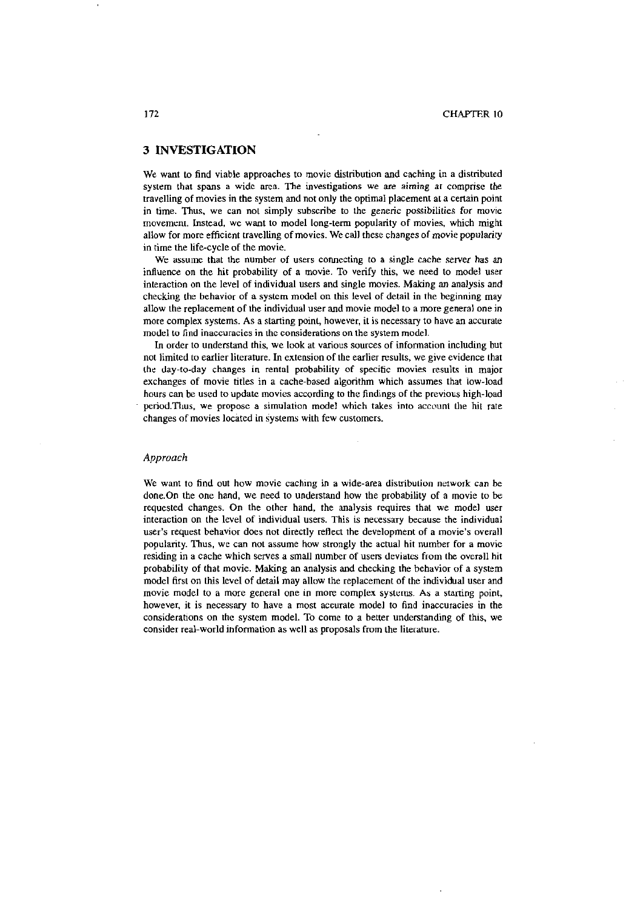## 3 INVESTIGATION

We want to find viable approaches to movie distribution and caching in a distributed system that spans a wide area. The investigations we are aiming at comprise the travelling of movies in the system and not only the optimal placement at a certain point in time. Thus, we can not simply subscribe to the generic possibilities for movie movement. Instead, we want to model long-term popularity of movies, which might allow for more efficient travelling of movies. We call these changes of movie popularity in time the life-cycle of the movie.

We assume that the number of users connecting to a single cache server has an influence on the hit probability of a movie. To verify this, we need to model user interaction on the level of individual users and single movies. Making an analysis and checking the behavior of a system model on this level of detail in the beginning may allow the replacement of the individual user and movie model to a more general one in more complex systems. As a starting point, however, it is necessary to have an accurate model to find inaccuracies in the considerations on the system model.

In order to understand this, we look at various sources of information including but not limited to earlier literature. In extension of the earlier results, we give evidence that the day-to-day changes in rental probability of specific movies results in major exchanges of movie titles in a cache-based algorithm which assumes that low-load hours can be used to update movies according to the findings of the previous high-load period.Thus, we propose a simulation model which takes into account the hit rate changes of movies located in systems with few customers.

### *Approach*

We want to find out how movie caching in a wide-area distribution network can be done.On the one hand, we need to understand how the probability of a movie to be requested changes. On the other hand, the analysis requires that we model user interaction on the level of individual users. This is necessary because the individual user's request behavior does not directly reflect the development of a movie's overall popularity. Thus, we can not assume how strongly the actual hit number for a movie residing in a cache which serves a small number of users deviates from the overall hit probability of that movie. Making an analysis and checking the behavior of a system model first on this level of detail may allow the replacement of the individual user and movie model to a more general one in more complex systems. As a starting point, however, it is necessary to have a most accurate model to find inaccuracies in the considerations on the system model. To come to a better understanding of this, we consider real-world information as well as proposals from the literature.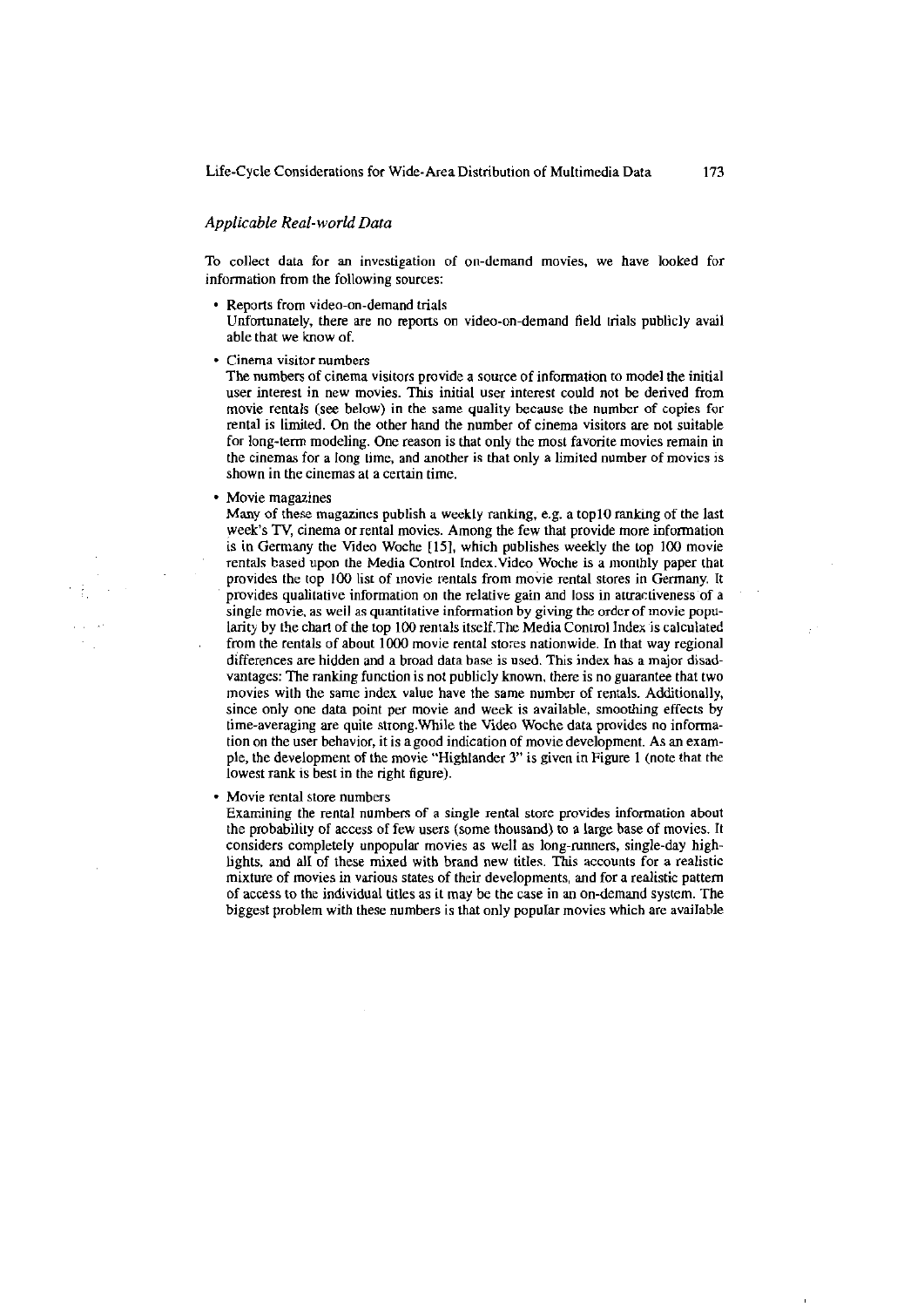### *Applicable Real-world Data*

To collect data for an investigation of on-demand movies, we have looked for information from the following sources:

- Reports from video-on-demand trials
  Unfortunately, there are no reports on video-on-demand field trials publicly avail able that we know of.
- Cinema visitor numbers
  The numbers of cinema visitors provide a source of information to model the initial user interest in new movies. This initial user interest could not be derived from movie rentals (see below) in the same quality because the number of copies for rental is limited. On the other hand the number of cinema visitors are not suitable for long-term modeling. One reason is that only the most favorite movies remain in the cinemas for a long time, and another is that only a limited number of movies is shown in the cinemas at a certain time.
- Movie magazines
  Many of these magazines publish a weekly ranking, e.g. a top10 ranking of the last week's TV, cinema or rental movies. Among the few that provide more information is in Germany the Video Woche [15], which publishes weekly the top 100 movie rentals based upon the Media Control Index.Video Woche is a monthly paper that provides the top 100 list of movie rentals from movie rental stores in Germany. It provides qualitative information on the relative gain and loss in attractiveness of a single movie, as well as quantitative information by giving the order of movie popularity by the chart of the top 100 rentals itself.The Media Control Index is calculated from the rentals of about 1000 movie rental stores nationwide. In that way regional differences are hidden and a broad data base is used. This index has a major disadvantages: The ranking function is not publicly known, there is no guarantee that two movies with the same index value have the same number of rentals. Additionally, since only one data point per movie and week is available, smoothing effects by time-averaging are quite strong.While the Video Woche data provides no information on the user behavior, it is a good indication of movie development. As an example, the development of the movie "Highlander 3" is given in Figure 1 (note that the lowest rank is best in the right figure).
- Movie rental store numbers
  Examining the rental numbers of a single rental store provides information about the probability of access of few users (some thousand) to a large base of movies. It considers completely unpopular movies as well as long-runners, single-day highlights, and all of these mixed with brand new titles. This accounts for a realistic mixture of movies in various states of their developments, and for a realistic pattern of access to the individual titles as it may be the case in an on-demand system. The biggest problem with these numbers is that only popular movies which are available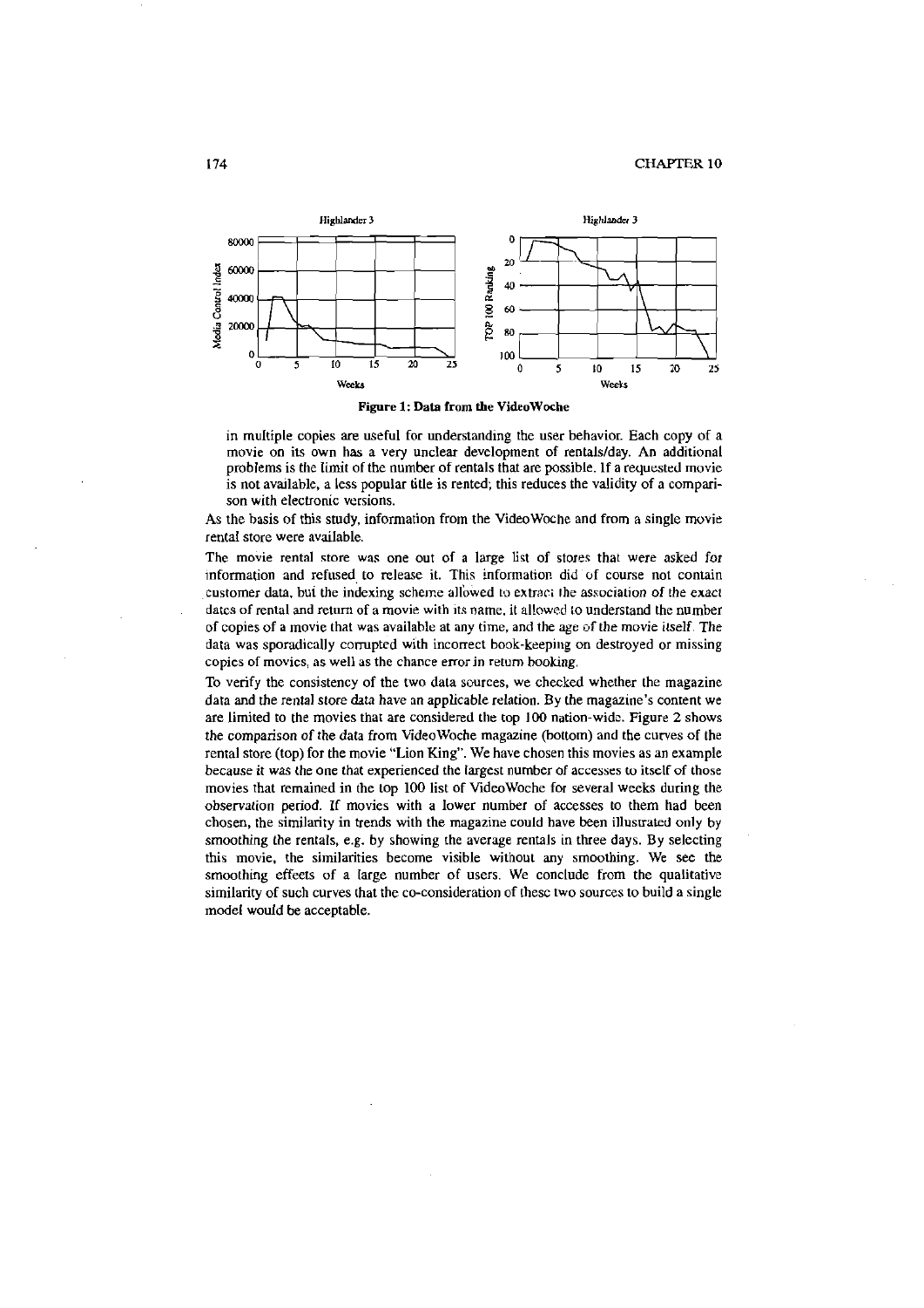Figure 1: Data from the VideoWoche

in multiple copies are useful for understanding the user behavior. Each copy of a movie on its own has a very unclear development of rentals/day. An additional problems is the limit of the number of rentals that are possible. If a requested movie is not available, a less popular title is rented; this reduces the validity of a comparison with electronic versions.

As the basis of this study, information from the VideoWoche and from a single movie rental store were available.

The movie rental store was one out of a large list of stores that were asked for information and refused to release it. This information did of course not contain customer data, but the indexing scheme allowed to extract the association of the exact dates of rental and return of a movie with its name, it allowed to understand the number of copies of a movie that was available at any time, and the age of the movie itself. The data was sporadically corrupted with incorrect book-keeping on destroyed or missing copies of movies, as well as the chance error in return booking.

To verify the consistency of the two data sources, we checked whether the magazine data and the rental store data have an applicable relation. By the magazine's content we are limited to the movies that are considered the top 100 nation-wide. Figure 2 shows the comparison of the data from VideoWoche magazine (bottom) and the curves of the rental store (top) for the movie "Lion King". We have chosen this movies as an example because it was the one that experienced the largest number of accesses to itself of those movies that remained in the top 100 list of VideoWoche for several weeks during the observation period. If movies with a lower number of accesses to them had been chosen, the similarity in trends with the magazine could have been illustrated only by smoothing the rentals, e.g. by showing the average rentals in three days. By selecting this movie, the similarities become visible without any smoothing. We see the smoothing effects of a large number of users. We conclude from the qualitative similarity of such curves that the co-consideration of these two sources to build a single model would be acceptable.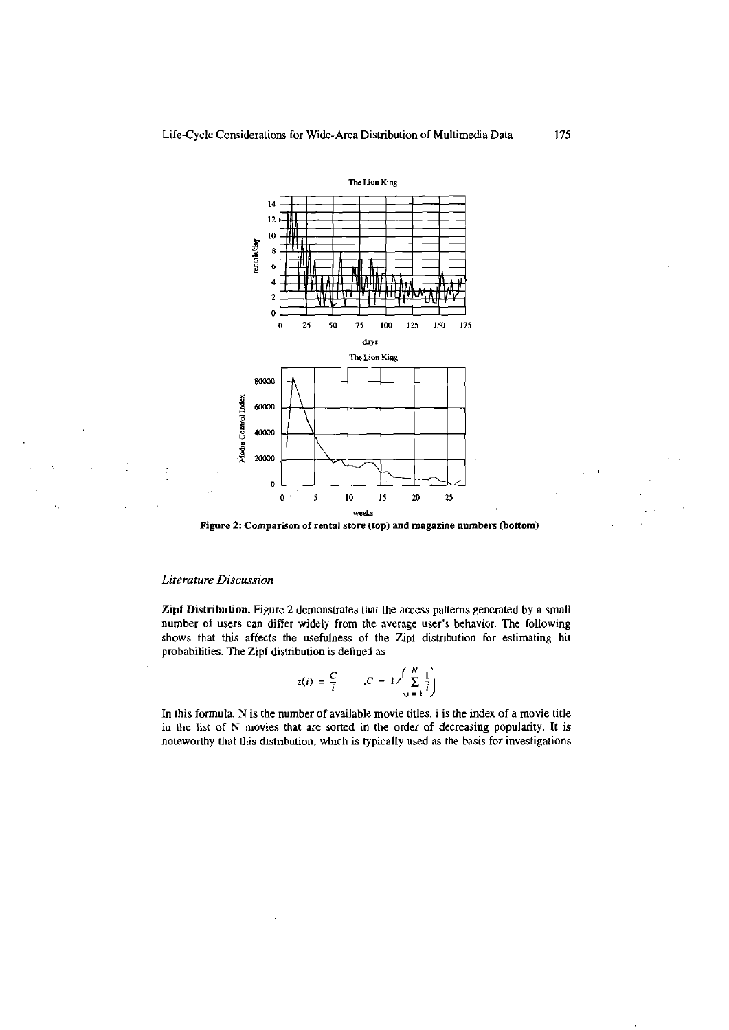Figure 2: Comparison of rental store (top) and magazine numbers (bottom)

### *Literature Discussion*

**Zipf Distribution.** Figure 2 demonstrates that the access patterns generated by a small number of users can differ widely from the average user's behavior. The following shows that this affects the usefulness of the Zipf distribution for estimating hit probabilities. The Zipf distribution is defined as

$$z(i) = \frac{C}{i} \qquad ,C = 1/\left(\sum_{i=1}^{N} \frac{1}{i}\right)$$

In this formula, N is the number of available movie titles. i is the index of a movie title in the list of N movies that are sorted in the order of decreasing popularity. It is noteworthy that this distribution, which is typically used as the basis for investigations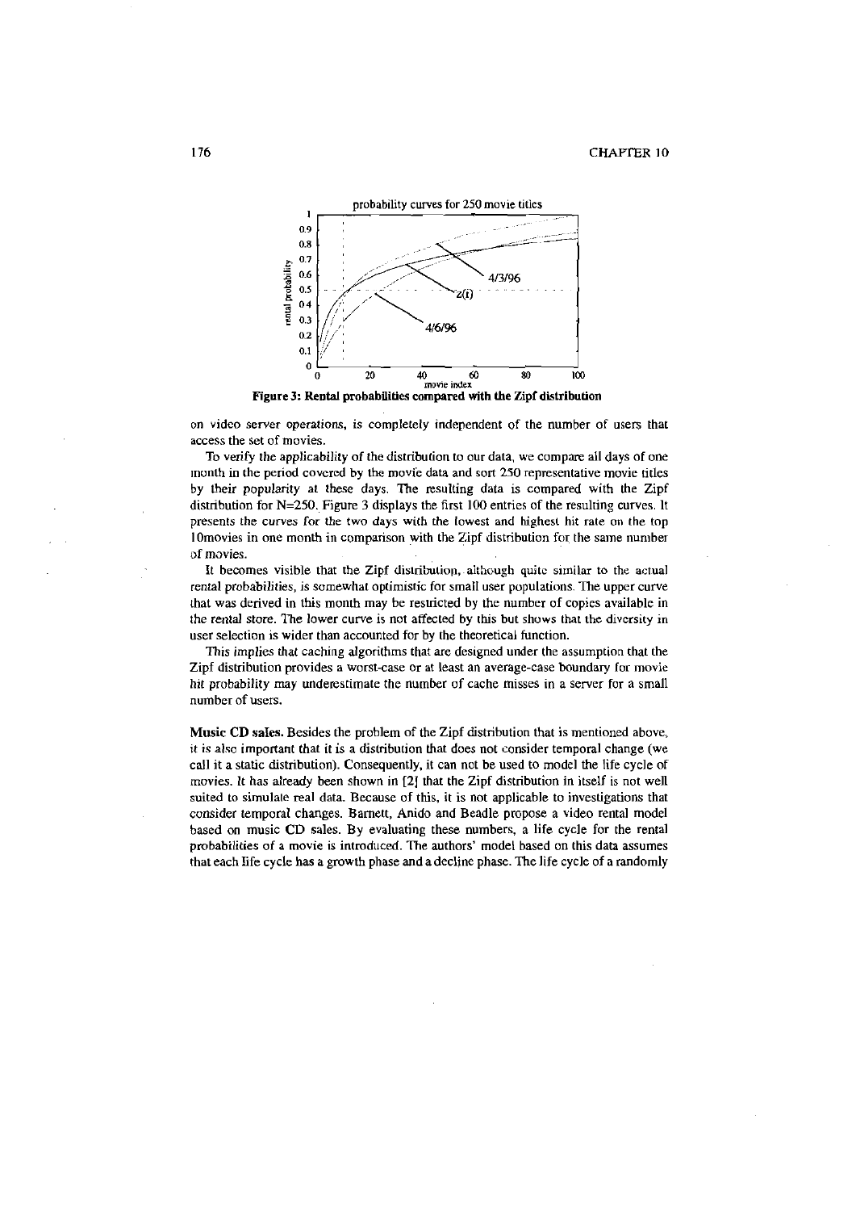**Figure 3: Rental probabilities compared with the Zipf distribution**

on video server operations, is completely independent of the number of users that access the set of movies.

To verify the applicability of the distribution to our data, we compare all days of one month in the period covered by the movie data and sort 250 representative movie titles by their popularity at these days. The resulting data is compared with the Zipf distribution for N=250. Figure 3 displays the first 100 entries of the resulting curves. It presents the curves for the two days with the lowest and highest hit rate on the top 10movies in one month in comparison with the Zipf distribution for the same number of movies.

It becomes visible that the Zipf distribution, although quite similar to the actual rental probabilities, is somewhat optimistic for small user populations. The upper curve that was derived in this month may be restricted by the number of copies available in the rental store. The lower curve is not affected by this but shows that the diversity in user selection is wider than accounted for by the theoretical function.

This implies that caching algorithms that are designed under the assumption that the Zipf distribution provides a worst-case or at least an average-case boundary for movie hit probability may underestimate the number of cache misses in a server for a small number of users.

**Music CD sales.** Besides the problem of the Zipf distribution that is mentioned above, it is also important that it is a distribution that does not consider temporal change (we call it a static distribution). Consequently, it can not be used to model the life cycle of movies. It has already been shown in [2] that the Zipf distribution in itself is not well suited to simulate real data. Because of this, it is not applicable to investigations that consider temporal changes. Barnett, Anido and Beadle propose a video rental model based on music CD sales. By evaluating these numbers, a life cycle for the rental probabilities of a movie is introduced. The authors' model based on this data assumes that each life cycle has a growth phase and a decline phase. The life cycle of a randomly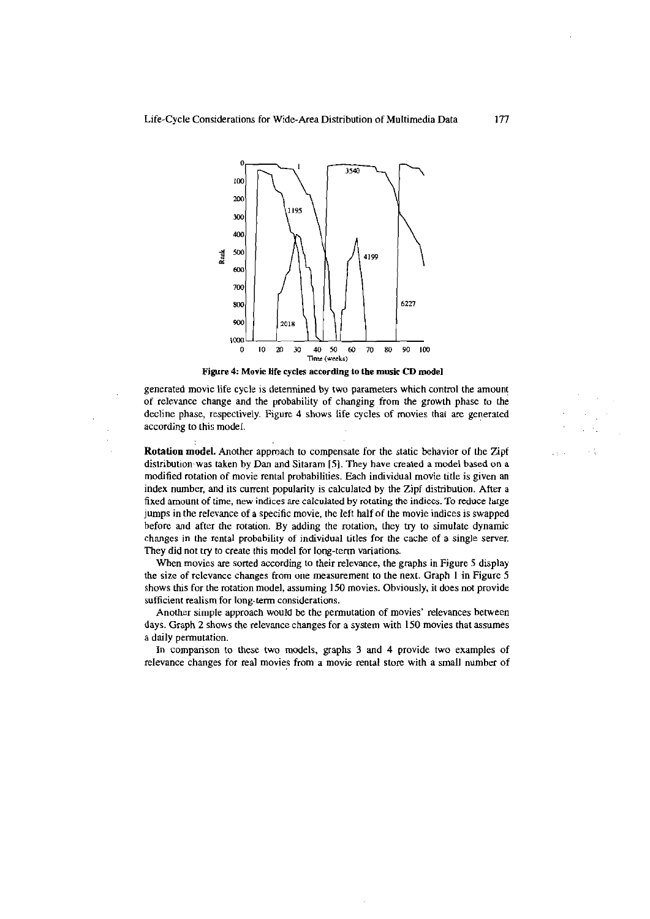Figure 4: Movie life cycles according to the music CD model

generated movie life cycle is determined by two parameters which control the amount of relevance change and the probability of changing from the growth phase to the decline phase, respectively. Figure 4 shows life cycles of movies that are generated according to this model.

**Rotation model.** Another approach to compensate for the static behavior of the Zipf distribution was taken by Dan and Sitaram [5]. They have created a model based on a modified rotation of movie rental probabilities. Each individual movie title is given an index number, and its current popularity is calculated by the Zipf distribution. After a fixed amount of time, new indices are calculated by rotating the indices. To reduce large jumps in the relevance of a specific movie, the left half of the movie indices is swapped before and after the rotation. By adding the rotation, they try to simulate dynamic changes in the rental probability of individual titles for the cache of a single server. They did not try to create this model for long-term variations.

When movies are sorted according to their relevance, the graphs in Figure 5 display the size of relevance changes from one measurement to the next. Graph 1 in Figure 5 shows this for the rotation model, assuming 150 movies. Obviously, it does not provide sufficient realism for long-term considerations.

Another simple approach would be the permutation of movies' relevances between days. Graph 2 shows the relevance changes for a system with 150 movies that assumes a daily permutation.

In comparison to these two models, graphs 3 and 4 provide two examples of relevance changes for real movies from a movie rental store with a small number of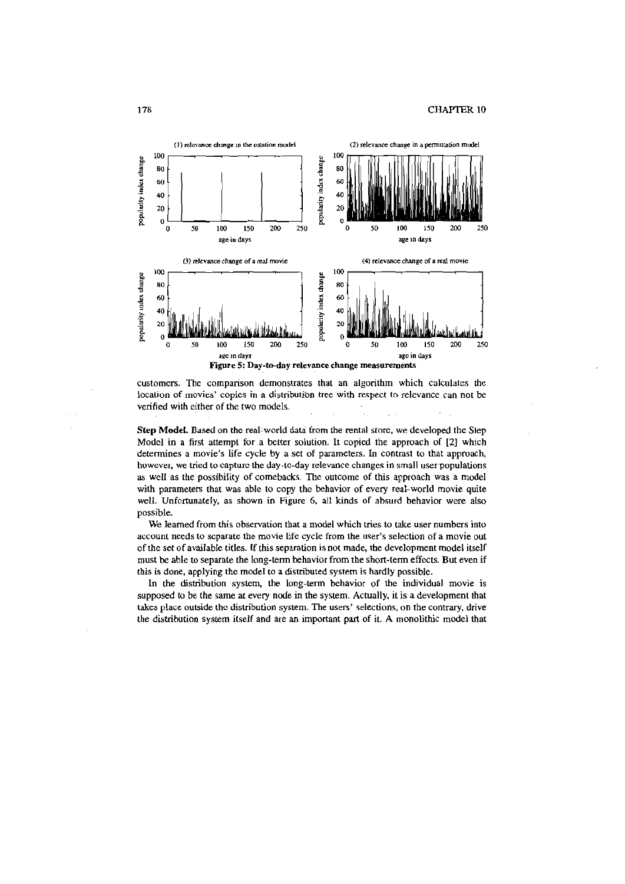(1) relevance change in the rotation model

popularity index change

100
80
60
40
20
0

0 50 100 150 200 250

age in days

(2) relevance change in a permutation model

popularity index change

100
80
60
40
20
0

0 50 100 150 200 250

age in days

(3) relevance change of a real movie

popularity index change

100
80
60
40
20
0

0 50 100 150 200 250

age in days

(4) relevance change of a real movie

popularity index change

100
80
60
40
20
0

0 50 100 150 200 250

age in days

**Figure 5: Day-to-day relevance change measurements**

customers. The comparison demonstrates that an algorithm which calculates the location of movies' copies in a distribution tree with respect to relevance can not be verified with either of the two models.

**Step Model.** Based on the real-world data from the rental store, we developed the Step Model in a first attempt for a better solution. It copied the approach of [2] which determines a movie's life cycle by a set of parameters. In contrast to that approach, however, we tried to capture the day-to-day relevance changes in small user populations as well as the possibility of comebacks. The outcome of this approach was a model with parameters that was able to copy the behavior of every real-world movie quite well. Unfortunately, as shown in Figure 6, all kinds of absurd behavior were also possible.

We learned from this observation that a model which tries to take user numbers into account needs to separate the movie life cycle from the user's selection of a movie out of the set of available titles. If this separation is not made, the development model itself must be able to separate the long-term behavior from the short-term effects. But even if this is done, applying the model to a distributed system is hardly possible.

In the distribution system, the long-term behavior of the individual movie is supposed to be the same at every node in the system. Actually, it is a development that takes place outside the distribution system. The users' selections, on the contrary, drive the distribution system itself and are an important part of it. A monolithic model that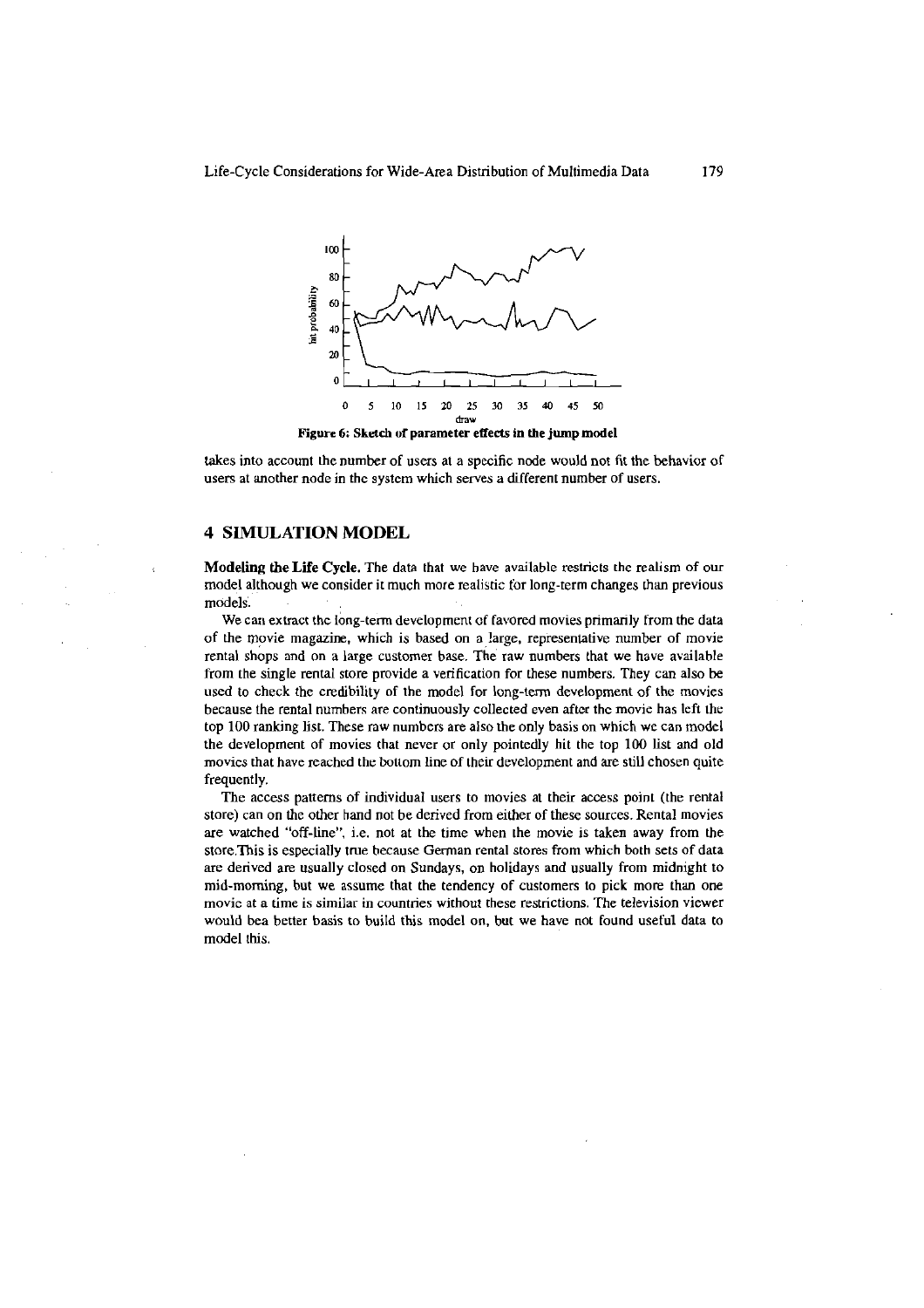100
80
60
40
20
0

hit probability

0 5 10 15 20 25 30 35 40 45 50

draw

**Figure 6: Sketch of parameter effects in the jump model**

takes into account the number of users at a specific node would not fit the behavior of users at another node in the system which serves a different number of users.

## 4 SIMULATION MODEL

**Modeling the Life Cycle.** The data that we have available restricts the realism of our model although we consider it much more realistic for long-term changes than previous models.

We can extract the long-term development of favored movies primarily from the data of the movie magazine, which is based on a large, representative number of movie rental shops and on a large customer base. The raw numbers that we have available from the single rental store provide a verification for these numbers. They can also be used to check the credibility of the model for long-term development of the movies because the rental numbers are continuously collected even after the movie has left the top 100 ranking list. These raw numbers are also the only basis on which we can model the development of movies that never or only pointedly hit the top 100 list and old movies that have reached the bottom line of their development and are still chosen quite frequently.

The access patterns of individual users to movies at their access point (the rental store) can on the other hand not be derived from either of these sources. Rental movies are watched "off-line", i.e. not at the time when the movie is taken away from the store.This is especially true because German rental stores from which both sets of data are derived are usually closed on Sundays, on holidays and usually from midnight to mid-morning, but we assume that the tendency of customers to pick more than one movie at a time is similar in countries without these restrictions. The television viewer would bea better basis to build this model on, but we have not found useful data to model this.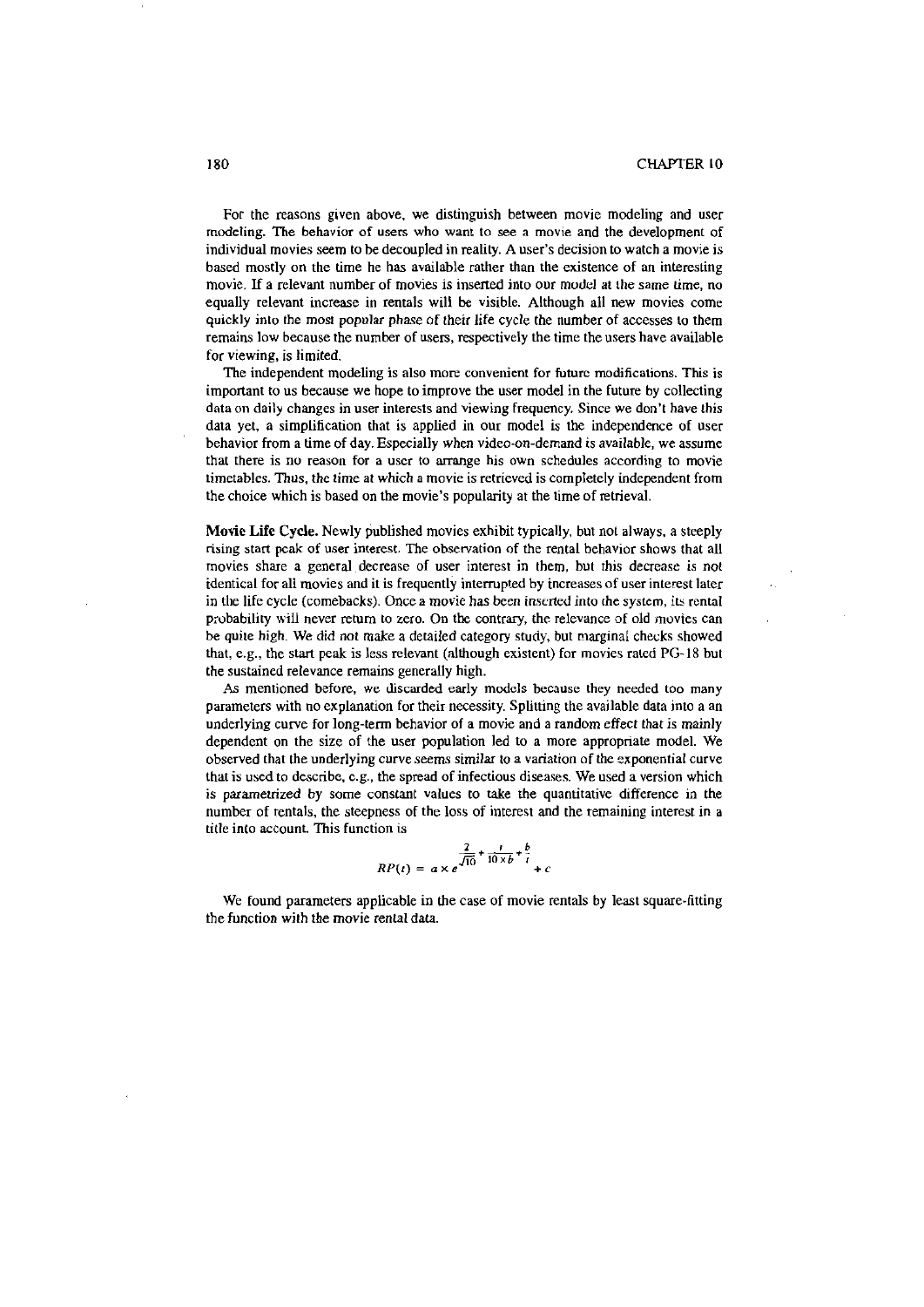For the reasons given above, we distinguish between movie modeling and user modeling. The behavior of users who want to see a movie and the development of individual movies seem to be decoupled in reality. A user's decision to watch a movie is based mostly on the time he has available rather than the existence of an interesting movie. If a relevant number of movies is inserted into our model at the same time, no equally relevant increase in rentals will be visible. Although all new movies come quickly into the most popular phase of their life cycle the number of accesses to them remains low because the number of users, respectively the time the users have available for viewing, is limited.

The independent modeling is also more convenient for future modifications. This is important to us because we hope to improve the user model in the future by collecting data on daily changes in user interests and viewing frequency. Since we don't have this data yet, a simplification that is applied in our model is the independence of user behavior from a time of day. Especially when video-on-demand is available, we assume that there is no reason for a user to arrange his own schedules according to movie timetables. Thus, the time at which a movie is retrieved is completely independent from the choice which is based on the movie's popularity at the time of retrieval.

**Movie Life Cycle.** Newly published movies exhibit typically, but not always, a steeply rising start peak of user interest. The observation of the rental behavior shows that all movies share a general decrease of user interest in them, but this decrease is not identical for all movies and it is frequently interrupted by increases of user interest later in the life cycle (comebacks). Once a movie has been inserted into the system, its rental probability will never return to zero. On the contrary, the relevance of old movies can be quite high. We did not make a detailed category study, but marginal checks showed that, e.g., the start peak is less relevant (although existent) for movies rated PG-18 but the sustained relevance remains generally high.

As mentioned before, we discarded early models because they needed too many parameters with no explanation for their necessity. Splitting the available data into a an underlying curve for long-term behavior of a movie and a random effect that is mainly dependent on the size of the user population led to a more appropriate model. We observed that the underlying curve seems similar to a variation of the exponential curve that is used to describe, e.g., the spread of infectious diseases. We used a version which is parametrized by some constant values to take the quantitative difference in the number of rentals, the steepness of the loss of interest and the remaining interest in a title into account. This function is

$$RP(t) = a \times e^{\frac{2}{\sqrt{10}} + \frac{t}{10 \times b} + \frac{b}{t}} + c$$

We found parameters applicable in the case of movie rentals by least square-fitting the function with the movie rental data.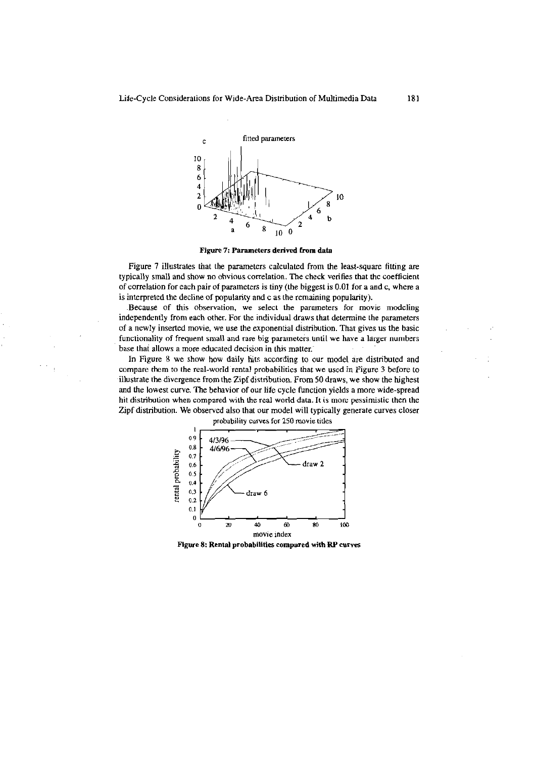**Figure 7: Parameters derived from data**

Figure 7 illustrates that the parameters calculated from the least-square fitting are typically small and show no obvious correlation. The check verifies that the coefficient of correlation for each pair of parameters is tiny (the biggest is 0.01 for a and c, where a is interpreted the decline of popularity and c as the remaining popularity).

Because of this observation, we select the parameters for movie modeling independently from each other. For the individual draws that determine the parameters of a newly inserted movie, we use the exponential distribution. That gives us the basic functionality of frequent small and rare big parameters until we have a larger numbers base that allows a more educated decision in this matter.

In Figure 8 we show how daily hits according to our model are distributed and compare them to the real-world rental probabilities that we used in Figure 3 before to illustrate the divergence from the Zipf distribution. From 50 draws, we show the highest and the lowest curve. The behavior of our life cycle function yields a more wide-spread hit distribution when compared with the real world data. It is more pessimistic then the Zipf distribution. We observed also that our model will typically generate curves closer

**Figure 8: Rental probabilities compared with RP curves**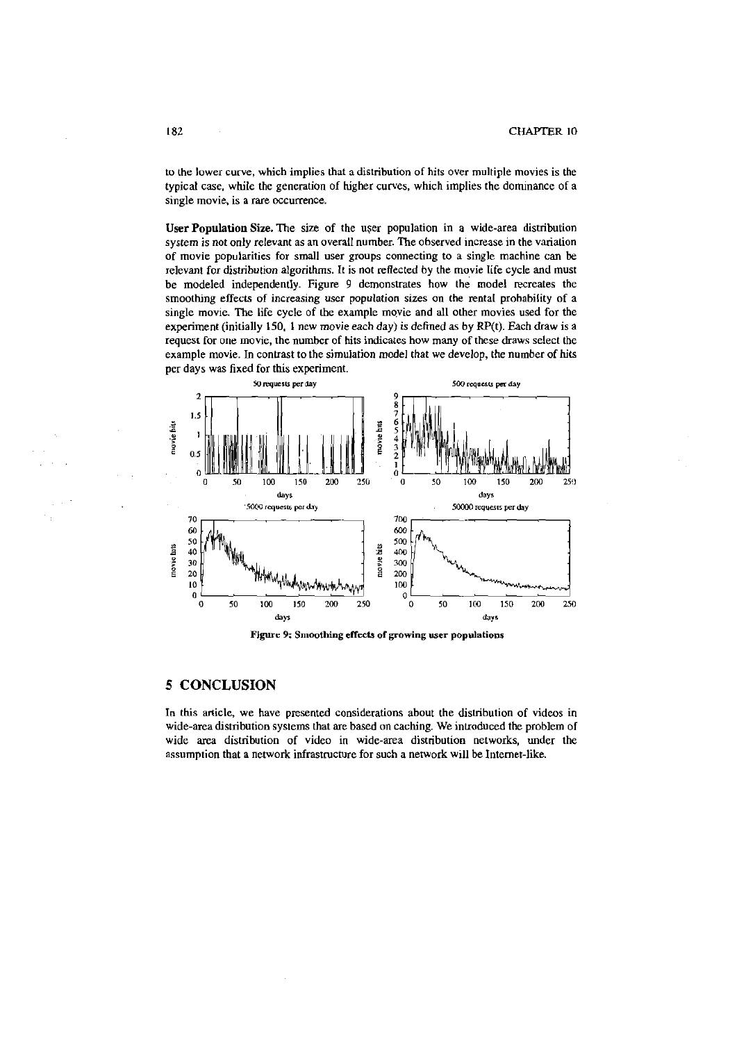to the lower curve, which implies that a distribution of hits over multiple movies is the typical case, while the generation of higher curves, which implies the dominance of a single movie, is a rare occurrence.

**User Population Size.** The size of the user population in a wide-area distribution system is not only relevant as an overall number. The observed increase in the variation of movie popularities for small user groups connecting to a single machine can be relevant for distribution algorithms. It is not reflected by the movie life cycle and must be modeled independently. Figure 9 demonstrates how the model recreates the smoothing effects of increasing user population sizes on the rental probability of a single movie. The life cycle of the example movie and all other movies used for the experiment (initially 150, 1 new movie each day) is defined as by RP(t). Each draw is a request for one movie, the number of hits indicates how many of these draws select the example movie. In contrast to the simulation model that we develop, the number of hits per days was fixed for this experiment.

**Figure 9: Smoothing effects of growing user populations**

## 5 CONCLUSION

In this article, we have presented considerations about the distribution of videos in wide-area distribution systems that are based on caching. We introduced the problem of wide area distribution of video in wide-area distribution networks, under the assumption that a network infrastructure for such a network will be Internet-like.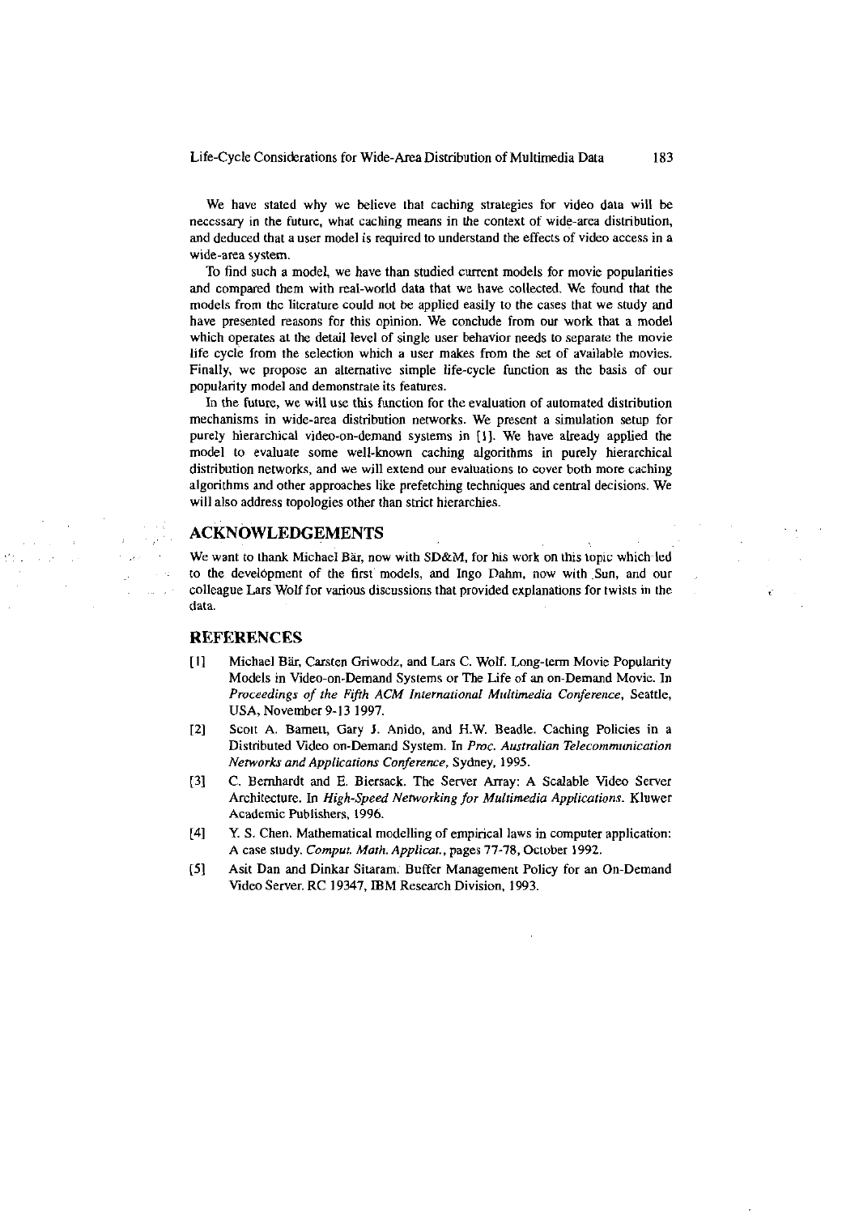We have stated why we believe that caching strategies for video data will be necessary in the future, what caching means in the context of wide-area distribution, and deduced that a user model is required to understand the effects of video access in a wide-area system.

To find such a model, we have than studied current models for movie popularities and compared them with real-world data that we have collected. We found that the models from the literature could not be applied easily to the cases that we study and have presented reasons for this opinion. We conclude from our work that a model which operates at the detail level of single user behavior needs to separate the movie life cycle from the selection which a user makes from the set of available movies. Finally, we propose an alternative simple life-cycle function as the basis of our popularity model and demonstrate its features.

In the future, we will use this function for the evaluation of automated distribution mechanisms in wide-area distribution networks. We present a simulation setup for purely hierarchical video-on-demand systems in [1]. We have already applied the model to evaluate some well-known caching algorithms in purely hierarchical distribution networks, and we will extend our evaluations to cover both more caching algorithms and other approaches like prefetching techniques and central decisions. We will also address topologies other than strict hierarchies.

## ACKNOWLEDGEMENTS

We want to thank Michael Bär, now with SD&M, for his work on this topic which led to the development of the first models, and Ingo Dahm, now with Sun, and our colleague Lars Wolf for various discussions that provided explanations for twists in the data.

## REFERENCES

[1] Michael Bär, Carsten Griwodz, and Lars C. Wolf. Long-term Movie Popularity Models in Video-on-Demand Systems or The Life of an on-Demand Movie. In *Proceedings of the Fifth ACM International Multimedia Conference*, Seattle, USA, November 9-13 1997.

[2] Scott A. Barnett, Gary J. Anido, and H.W. Beadle. Caching Policies in a Distributed Video on-Demand System. In *Proc. Australian Telecommunication Networks and Applications Conference*, Sydney, 1995.

[3] C. Bernhardt and E. Biersack. The Server Array: A Scalable Video Server Architecture. In *High-Speed Networking for Multimedia Applications*. Kluwer Academic Publishers, 1996.

[4] Y. S. Chen. Mathematical modelling of empirical laws in computer application: A case study. *Comput. Math. Applicat.*, pages 77-78, October 1992.

[5] Asit Dan and Dinkar Sitaram. Buffer Management Policy for an On-Demand Video Server. RC 19347, IBM Research Division, 1993.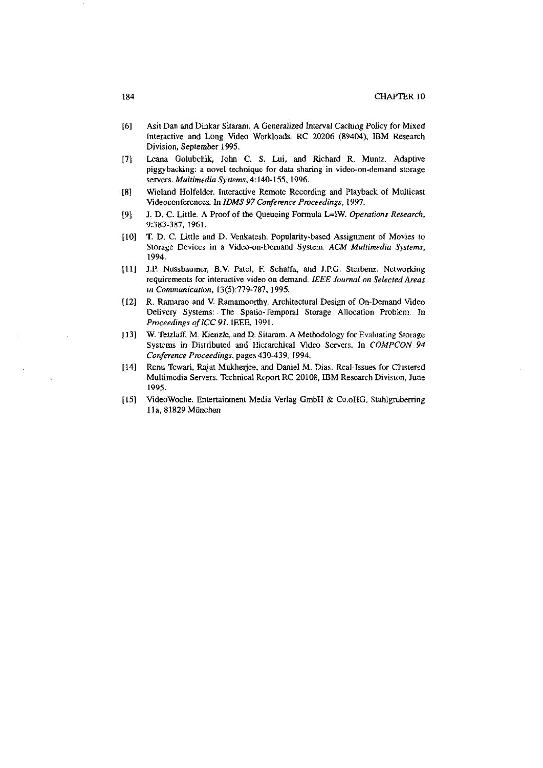[6] Asit Dan and Dinkar Sitaram. A Generalized Interval Caching Policy for Mixed Interactive and Long Video Workloads. RC 20206 (89404), IBM Research Division, September 1995.

[7] Leana Golubchik, John C. S. Lui, and Richard R. Muntz. Adaptive piggybacking: a novel technique for data sharing in video-on-demand storage servers. *Multimedia Systems*, 4:140-155, 1996.

[8] Wieland Holfelder. Interactive Remote Recording and Playback of Multicast Videoconferences. In *IDMS 97 Conference Proceedings*, 1997.

[9] J. D. C. Little. A Proof of the Queueing Formula L=lW. *Operations Research*, 9:383-387, 1961.

[10] T. D. C. Little and D. Venkatesh. Popularity-based Assignment of Movies to Storage Devices in a Video-on-Demand System. *ACM Multimedia Systems*, 1994.

[11] J.P. Nussbaumer, B.V. Patel, F. Schaffa, and J.P.G. Sterbenz. Networking requirements for interactive video on demand. *IEEE Journal on Selected Areas in Communication*, 13(5):779-787, 1995.

[12] R. Ramarao and V. Ramamoorthy. Architectural Design of On-Demand Video Delivery Systems: The Spatio-Temporal Storage Allocation Problem. In *Proceedings of ICC 91*. IEEE, 1991.

[13] W. Tetzlaff, M. Kienzle, and D. Sitaram. A Methodology for Evaluating Storage Systems in Distributed and Hierarchical Video Servers. In *COMPCON 94 Conference Proceedings*, pages 430-439, 1994.

[14] Renu Tewari, Rajat Mukherjee, and Daniel M. Dias. Real-Issues for Clustered Multimedia Servers. Technical Report RC 20108, IBM Research Division, June 1995.

[15] VideoWoche. Entertainment Media Verlag GmbH & Co.oHG, Stahlgruberring 11a, 81829 München